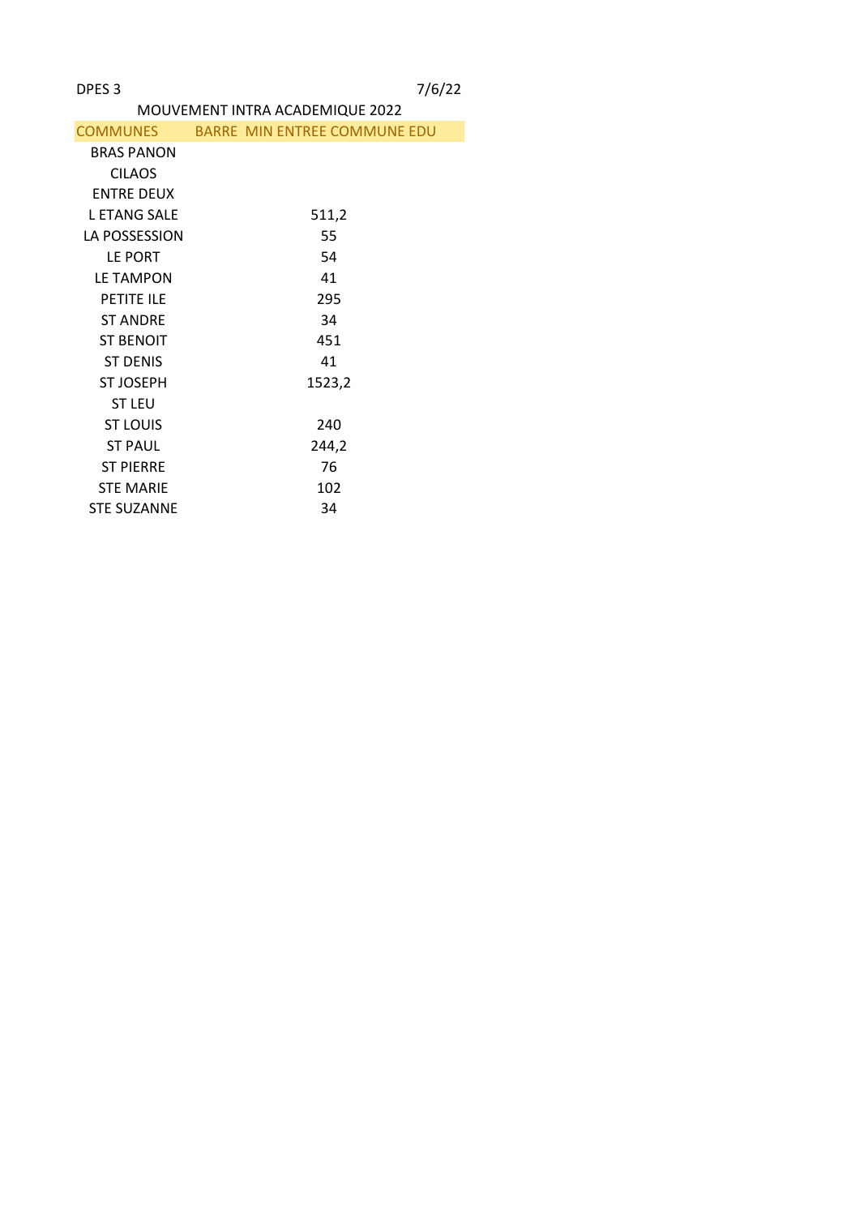DPES 3 7/6/22

MOUVEMENT INTRA ACADEMIQUE 2022

| COMMUNES | BARRE MIN ENTREE COMMUNE EDU |
| --- | --- |
| BRAS PANON | |
| CILAOS | |
| ENTRE DEUX | |
| L ETANG SALE | 511,2 |
| LA POSSESSION | 55 |
| LE PORT | 54 |
| LE TAMPON | 41 |
| PETITE ILE | 295 |
| ST ANDRE | 34 |
| ST BENOIT | 451 |
| ST DENIS | 41 |
| ST JOSEPH | 1523,2 |
| ST LEU | |
| ST LOUIS | 240 |
| ST PAUL | 244,2 |
| ST PIERRE | 76 |
| STE MARIE | 102 |
| STE SUZANNE | 34 |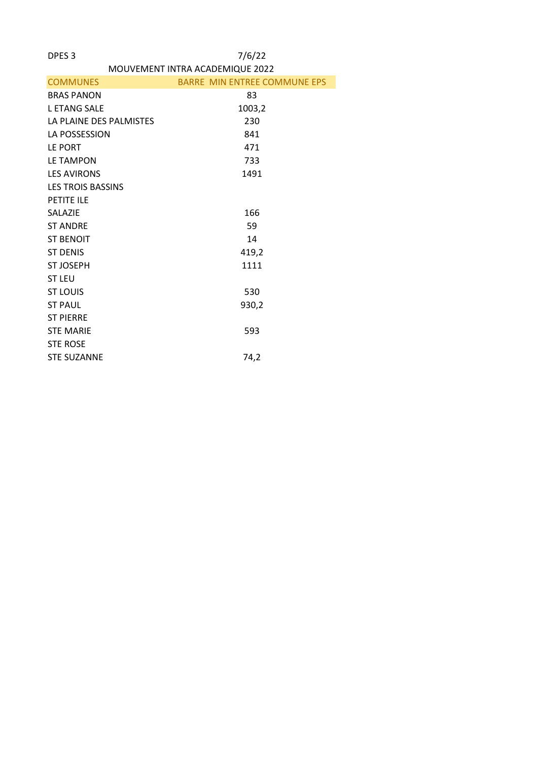DPES 3 7/6/22

MOUVEMENT INTRA ACADEMIQUE 2022

| COMMUNES | BARRE MIN ENTREE COMMUNE EPS |
| --- | --- |
| BRAS PANON | 83 |
| L ETANG SALE | 1003,2 |
| LA PLAINE DES PALMISTES | 230 |
| LA POSSESSION | 841 |
| LE PORT | 471 |
| LE TAMPON | 733 |
| LES AVIRONS | 1491 |
| LES TROIS BASSINS | |
| PETITE ILE | |
| SALAZIE | 166 |
| ST ANDRE | 59 |
| ST BENOIT | 14 |
| ST DENIS | 419,2 |
| ST JOSEPH | 1111 |
| ST LEU | |
| ST LOUIS | 530 |
| ST PAUL | 930,2 |
| ST PIERRE | |
| STE MARIE | 593 |
| STE ROSE | |
| STE SUZANNE | 74,2 |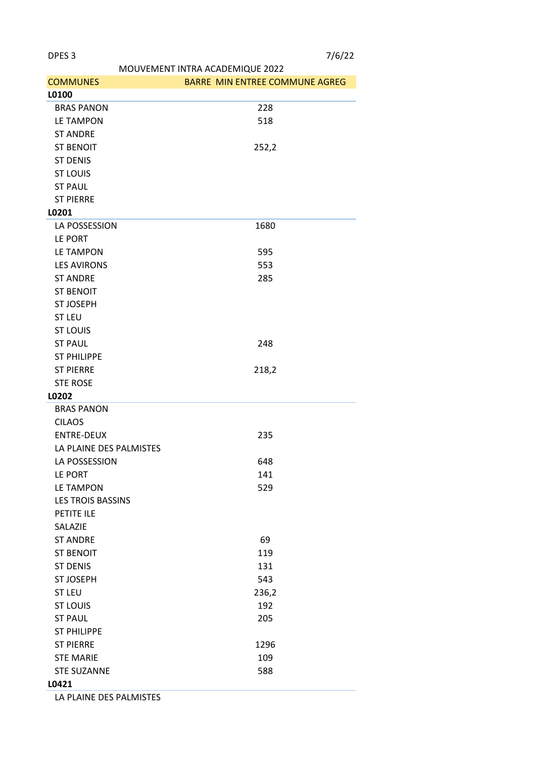DPES 3 — 7/6/22

MOUVEMENT INTRA ACADEMIQUE 2022

| COMMUNES | BARRE MIN ENTREE COMMUNE AGREG |
|---|---|
| **L0100** | |
| BRAS PANON | 228 |
| LE TAMPON | 518 |
| ST ANDRE | |
| ST BENOIT | 252,2 |
| ST DENIS | |
| ST LOUIS | |
| ST PAUL | |
| ST PIERRE | |
| **L0201** | |
| LA POSSESSION | 1680 |
| LE PORT | |
| LE TAMPON | 595 |
| LES AVIRONS | 553 |
| ST ANDRE | 285 |
| ST BENOIT | |
| ST JOSEPH | |
| ST LEU | |
| ST LOUIS | |
| ST PAUL | 248 |
| ST PHILIPPE | |
| ST PIERRE | 218,2 |
| STE ROSE | |
| **L0202** | |
| BRAS PANON | |
| CILAOS | |
| ENTRE-DEUX | 235 |
| LA PLAINE DES PALMISTES | |
| LA POSSESSION | 648 |
| LE PORT | 141 |
| LE TAMPON | 529 |
| LES TROIS BASSINS | |
| PETITE ILE | |
| SALAZIE | |
| ST ANDRE | 69 |
| ST BENOIT | 119 |
| ST DENIS | 131 |
| ST JOSEPH | 543 |
| ST LEU | 236,2 |
| ST LOUIS | 192 |
| ST PAUL | 205 |
| ST PHILIPPE | |
| ST PIERRE | 1296 |
| STE MARIE | 109 |
| STE SUZANNE | 588 |
| **L0421** | |
| LA PLAINE DES PALMISTES | |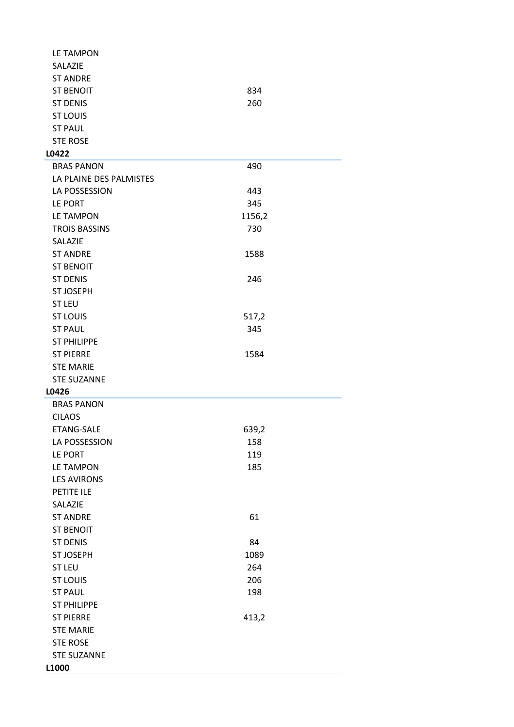| | |
|---|---|
| LE TAMPON | |
| SALAZIE | |
| ST ANDRE | |
| ST BENOIT | 834 |
| ST DENIS | 260 |
| ST LOUIS | |
| ST PAUL | |
| STE ROSE | |
| **L0422** | |
| BRAS PANON | 490 |
| LA PLAINE DES PALMISTES | |
| LA POSSESSION | 443 |
| LE PORT | 345 |
| LE TAMPON | 1156,2 |
| TROIS BASSINS | 730 |
| SALAZIE | |
| ST ANDRE | 1588 |
| ST BENOIT | |
| ST DENIS | 246 |
| ST JOSEPH | |
| ST LEU | |
| ST LOUIS | 517,2 |
| ST PAUL | 345 |
| ST PHILIPPE | |
| ST PIERRE | 1584 |
| STE MARIE | |
| STE SUZANNE | |
| **L0426** | |
| BRAS PANON | |
| CILAOS | |
| ETANG-SALE | 639,2 |
| LA POSSESSION | 158 |
| LE PORT | 119 |
| LE TAMPON | 185 |
| LES AVIRONS | |
| PETITE ILE | |
| SALAZIE | |
| ST ANDRE | 61 |
| ST BENOIT | |
| ST DENIS | 84 |
| ST JOSEPH | 1089 |
| ST LEU | 264 |
| ST LOUIS | 206 |
| ST PAUL | 198 |
| ST PHILIPPE | |
| ST PIERRE | 413,2 |
| STE MARIE | |
| STE ROSE | |
| STE SUZANNE | |
| **L1000** | |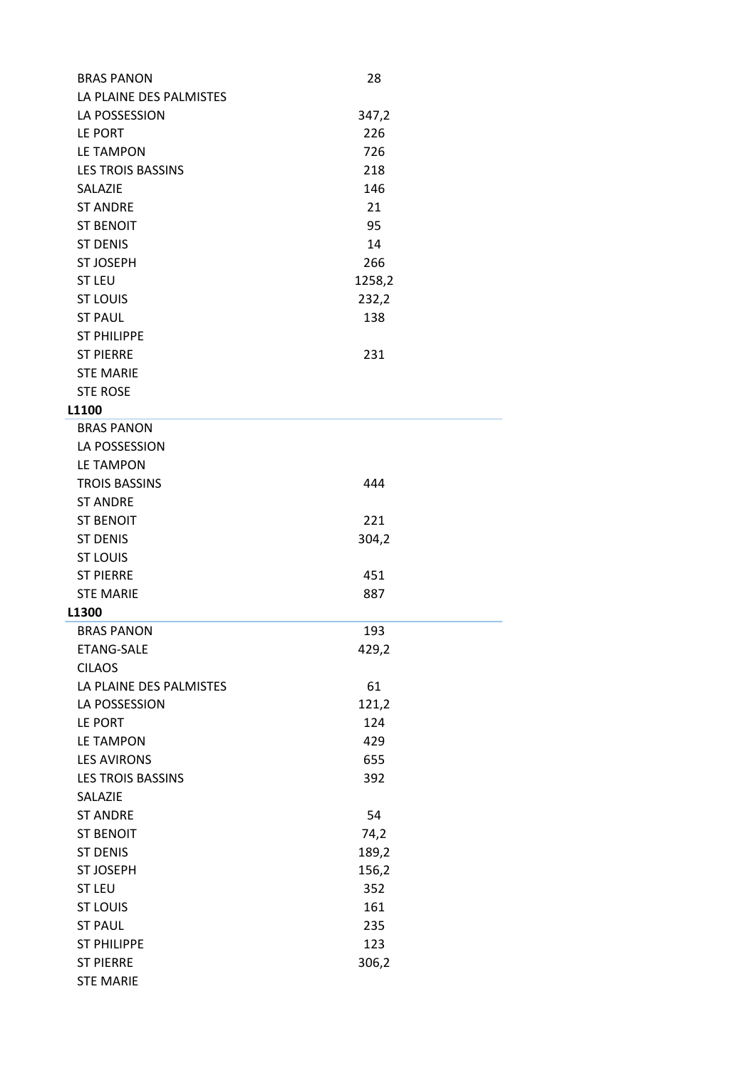| | |
|---|---|
| BRAS PANON | 28 |
| LA PLAINE DES PALMISTES | |
| LA POSSESSION | 347,2 |
| LE PORT | 226 |
| LE TAMPON | 726 |
| LES TROIS BASSINS | 218 |
| SALAZIE | 146 |
| ST ANDRE | 21 |
| ST BENOIT | 95 |
| ST DENIS | 14 |
| ST JOSEPH | 266 |
| ST LEU | 1258,2 |
| ST LOUIS | 232,2 |
| ST PAUL | 138 |
| ST PHILIPPE | |
| ST PIERRE | 231 |
| STE MARIE | |
| STE ROSE | |
| **L1100** | |
| BRAS PANON | |
| LA POSSESSION | |
| LE TAMPON | |
| TROIS BASSINS | 444 |
| ST ANDRE | |
| ST BENOIT | 221 |
| ST DENIS | 304,2 |
| ST LOUIS | |
| ST PIERRE | 451 |
| STE MARIE | 887 |
| **L1300** | |
| BRAS PANON | 193 |
| ETANG-SALE | 429,2 |
| CILAOS | |
| LA PLAINE DES PALMISTES | 61 |
| LA POSSESSION | 121,2 |
| LE PORT | 124 |
| LE TAMPON | 429 |
| LES AVIRONS | 655 |
| LES TROIS BASSINS | 392 |
| SALAZIE | |
| ST ANDRE | 54 |
| ST BENOIT | 74,2 |
| ST DENIS | 189,2 |
| ST JOSEPH | 156,2 |
| ST LEU | 352 |
| ST LOUIS | 161 |
| ST PAUL | 235 |
| ST PHILIPPE | 123 |
| ST PIERRE | 306,2 |
| STE MARIE | |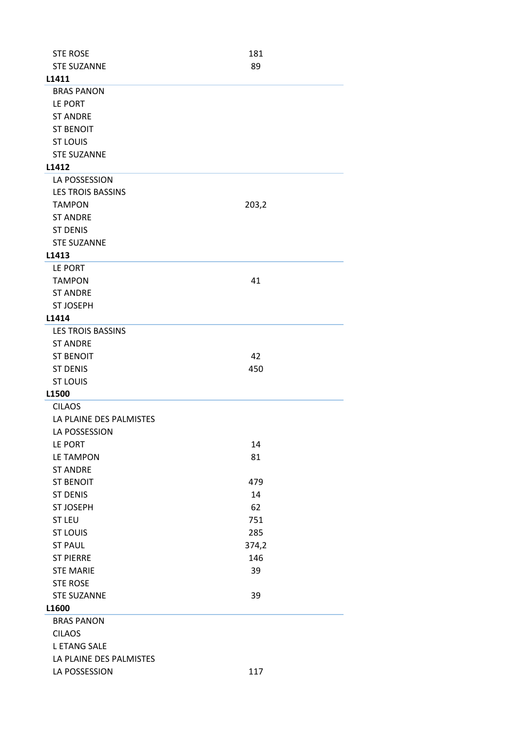| | |
|---|---|
| STE ROSE | 181 |
| STE SUZANNE | 89 |
| **L1411** | |
| BRAS PANON | |
| LE PORT | |
| ST ANDRE | |
| ST BENOIT | |
| ST LOUIS | |
| STE SUZANNE | |
| **L1412** | |
| LA POSSESSION | |
| LES TROIS BASSINS | |
| TAMPON | 203,2 |
| ST ANDRE | |
| ST DENIS | |
| STE SUZANNE | |
| **L1413** | |
| LE PORT | |
| TAMPON | 41 |
| ST ANDRE | |
| ST JOSEPH | |
| **L1414** | |
| LES TROIS BASSINS | |
| ST ANDRE | |
| ST BENOIT | 42 |
| ST DENIS | 450 |
| ST LOUIS | |
| **L1500** | |
| CILAOS | |
| LA PLAINE DES PALMISTES | |
| LA POSSESSION | |
| LE PORT | 14 |
| LE TAMPON | 81 |
| ST ANDRE | |
| ST BENOIT | 479 |
| ST DENIS | 14 |
| ST JOSEPH | 62 |
| ST LEU | 751 |
| ST LOUIS | 285 |
| ST PAUL | 374,2 |
| ST PIERRE | 146 |
| STE MARIE | 39 |
| STE ROSE | |
| STE SUZANNE | 39 |
| **L1600** | |
| BRAS PANON | |
| CILAOS | |
| L ETANG SALE | |
| LA PLAINE DES PALMISTES | |
| LA POSSESSION | 117 |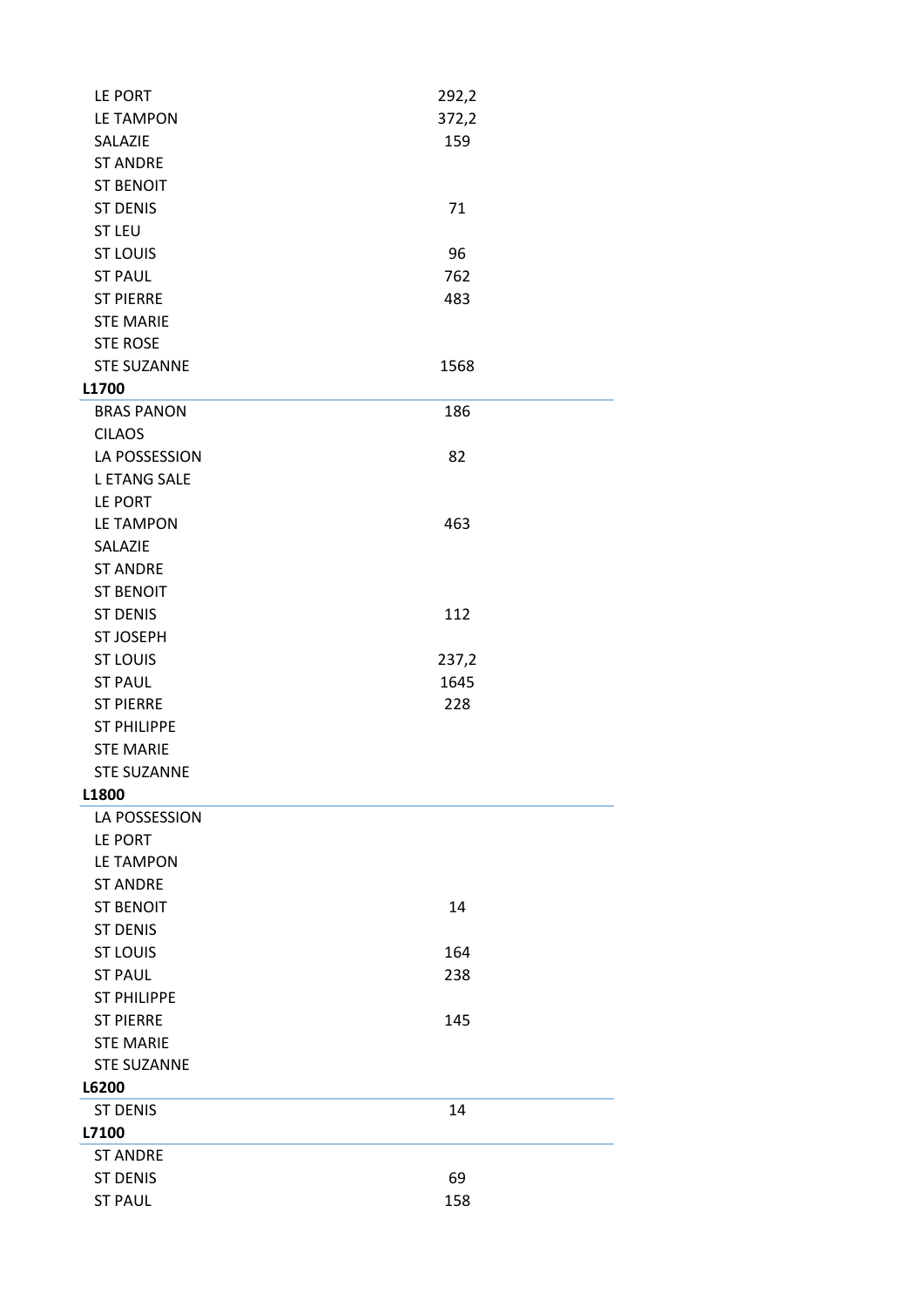| | |
|---|---|
| LE PORT | 292,2 |
| LE TAMPON | 372,2 |
| SALAZIE | 159 |
| ST ANDRE | |
| ST BENOIT | |
| ST DENIS | 71 |
| ST LEU | |
| ST LOUIS | 96 |
| ST PAUL | 762 |
| ST PIERRE | 483 |
| STE MARIE | |
| STE ROSE | |
| STE SUZANNE | 1568 |
| **L1700** | |
| BRAS PANON | 186 |
| CILAOS | |
| LA POSSESSION | 82 |
| L ETANG SALE | |
| LE PORT | |
| LE TAMPON | 463 |
| SALAZIE | |
| ST ANDRE | |
| ST BENOIT | |
| ST DENIS | 112 |
| ST JOSEPH | |
| ST LOUIS | 237,2 |
| ST PAUL | 1645 |
| ST PIERRE | 228 |
| ST PHILIPPE | |
| STE MARIE | |
| STE SUZANNE | |
| **L1800** | |
| LA POSSESSION | |
| LE PORT | |
| LE TAMPON | |
| ST ANDRE | |
| ST BENOIT | 14 |
| ST DENIS | |
| ST LOUIS | 164 |
| ST PAUL | 238 |
| ST PHILIPPE | |
| ST PIERRE | 145 |
| STE MARIE | |
| STE SUZANNE | |
| **L6200** | |
| ST DENIS | 14 |
| **L7100** | |
| ST ANDRE | |
| ST DENIS | 69 |
| ST PAUL | 158 |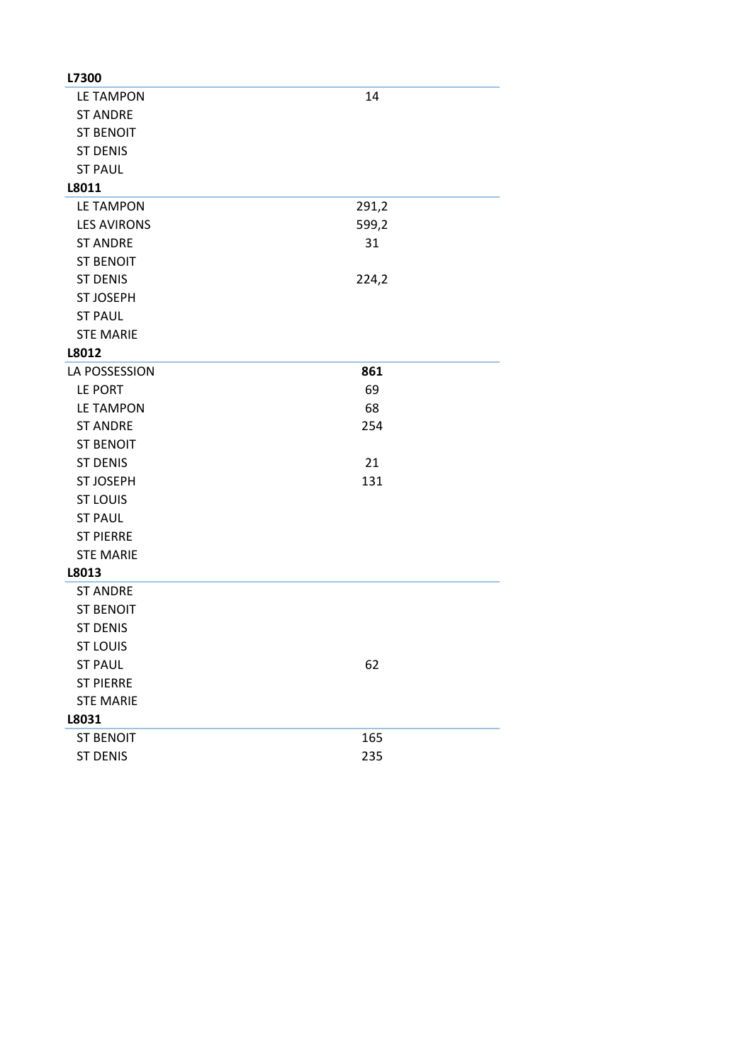| L7300 | |
|---|---|
| LE TAMPON | 14 |
| ST ANDRE | |
| ST BENOIT | |
| ST DENIS | |
| ST PAUL | |

| L8011 | |
|---|---|
| LE TAMPON | 291,2 |
| LES AVIRONS | 599,2 |
| ST ANDRE | 31 |
| ST BENOIT | |
| ST DENIS | 224,2 |
| ST JOSEPH | |
| ST PAUL | |
| STE MARIE | |

| L8012 | |
|---|---|
| LA POSSESSION | **861** |
| LE PORT | 69 |
| LE TAMPON | 68 |
| ST ANDRE | 254 |
| ST BENOIT | |
| ST DENIS | 21 |
| ST JOSEPH | 131 |
| ST LOUIS | |
| ST PAUL | |
| ST PIERRE | |
| STE MARIE | |

| L8013 | |
|---|---|
| ST ANDRE | |
| ST BENOIT | |
| ST DENIS | |
| ST LOUIS | |
| ST PAUL | 62 |
| ST PIERRE | |
| STE MARIE | |

| L8031 | |
|---|---|
| ST BENOIT | 165 |
| ST DENIS | 235 |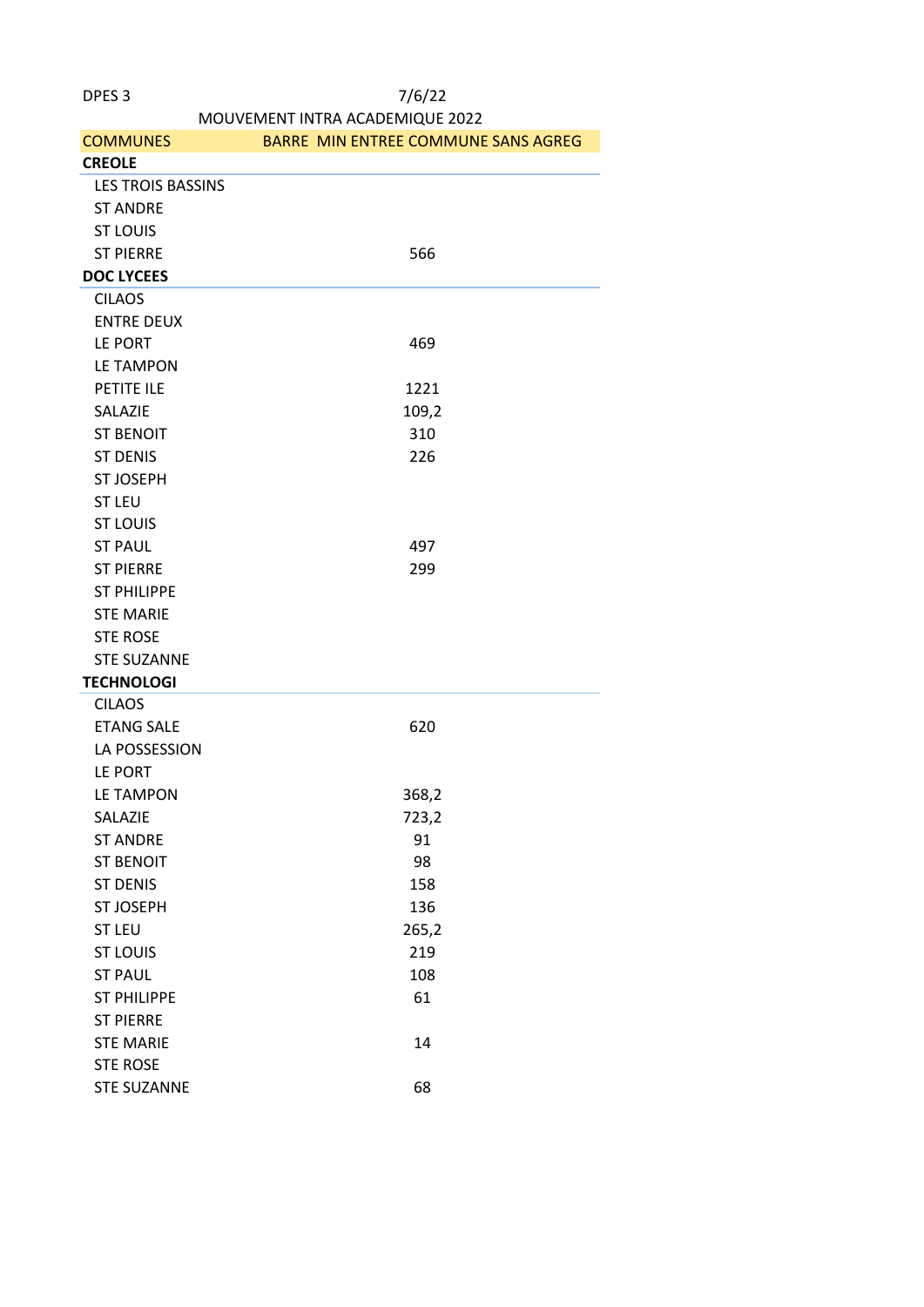DPES 3 7/6/22

MOUVEMENT INTRA ACADEMIQUE 2022

| COMMUNES | BARRE MIN ENTREE COMMUNE SANS AGREG |
|---|---|
| **CREOLE** | |
| LES TROIS BASSINS | |
| ST ANDRE | |
| ST LOUIS | |
| ST PIERRE | 566 |
| **DOC LYCEES** | |
| CILAOS | |
| ENTRE DEUX | |
| LE PORT | 469 |
| LE TAMPON | |
| PETITE ILE | 1221 |
| SALAZIE | 109,2 |
| ST BENOIT | 310 |
| ST DENIS | 226 |
| ST JOSEPH | |
| ST LEU | |
| ST LOUIS | |
| ST PAUL | 497 |
| ST PIERRE | 299 |
| ST PHILIPPE | |
| STE MARIE | |
| STE ROSE | |
| STE SUZANNE | |
| **TECHNOLOGI** | |
| CILAOS | |
| ETANG SALE | 620 |
| LA POSSESSION | |
| LE PORT | |
| LE TAMPON | 368,2 |
| SALAZIE | 723,2 |
| ST ANDRE | 91 |
| ST BENOIT | 98 |
| ST DENIS | 158 |
| ST JOSEPH | 136 |
| ST LEU | 265,2 |
| ST LOUIS | 219 |
| ST PAUL | 108 |
| ST PHILIPPE | 61 |
| ST PIERRE | |
| STE MARIE | 14 |
| STE ROSE | |
| STE SUZANNE | 68 |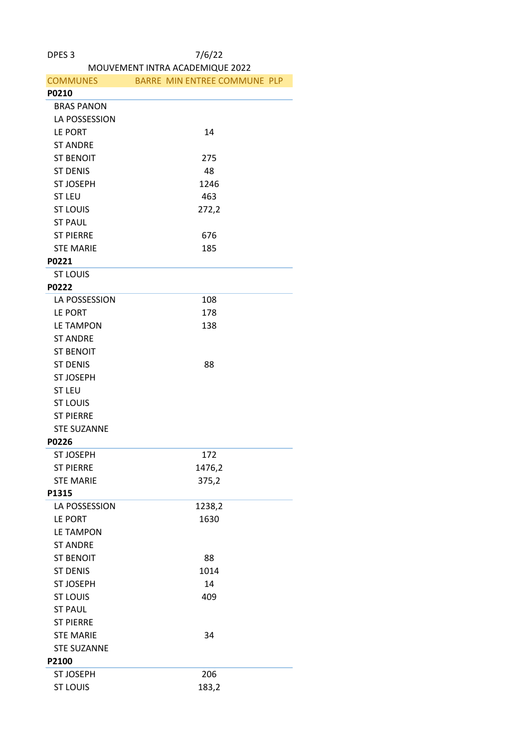DPES 3 7/6/22

MOUVEMENT INTRA ACADEMIQUE 2022

| COMMUNES | BARRE MIN ENTREE COMMUNE PLP |
|---|---|
| **P0210** | |
| BRAS PANON | |
| LA POSSESSION | |
| LE PORT | 14 |
| ST ANDRE | |
| ST BENOIT | 275 |
| ST DENIS | 48 |
| ST JOSEPH | 1246 |
| ST LEU | 463 |
| ST LOUIS | 272,2 |
| ST PAUL | |
| ST PIERRE | 676 |
| STE MARIE | 185 |
| **P0221** | |
| ST LOUIS | |
| **P0222** | |
| LA POSSESSION | 108 |
| LE PORT | 178 |
| LE TAMPON | 138 |
| ST ANDRE | |
| ST BENOIT | |
| ST DENIS | 88 |
| ST JOSEPH | |
| ST LEU | |
| ST LOUIS | |
| ST PIERRE | |
| STE SUZANNE | |
| **P0226** | |
| ST JOSEPH | 172 |
| ST PIERRE | 1476,2 |
| STE MARIE | 375,2 |
| **P1315** | |
| LA POSSESSION | 1238,2 |
| LE PORT | 1630 |
| LE TAMPON | |
| ST ANDRE | |
| ST BENOIT | 88 |
| ST DENIS | 1014 |
| ST JOSEPH | 14 |
| ST LOUIS | 409 |
| ST PAUL | |
| ST PIERRE | |
| STE MARIE | 34 |
| STE SUZANNE | |
| **P2100** | |
| ST JOSEPH | 206 |
| ST LOUIS | 183,2 |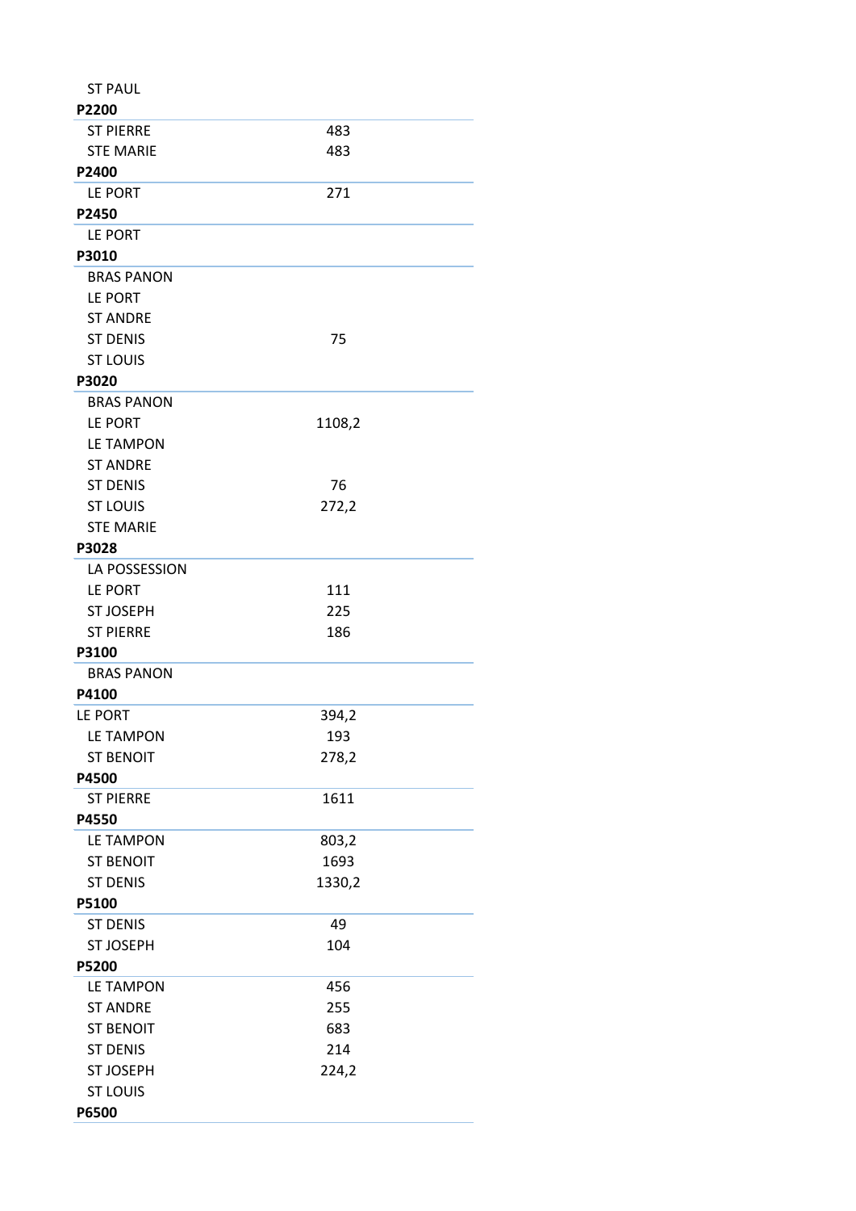| | |
|---|---|
| ST PAUL | |
| **P2200** | |
| ST PIERRE | 483 |
| STE MARIE | 483 |
| **P2400** | |
| LE PORT | 271 |
| **P2450** | |
| LE PORT | |
| **P3010** | |
| BRAS PANON | |
| LE PORT | |
| ST ANDRE | |
| ST DENIS | 75 |
| ST LOUIS | |
| **P3020** | |
| BRAS PANON | |
| LE PORT | 1108,2 |
| LE TAMPON | |
| ST ANDRE | |
| ST DENIS | 76 |
| ST LOUIS | 272,2 |
| STE MARIE | |
| **P3028** | |
| LA POSSESSION | |
| LE PORT | 111 |
| ST JOSEPH | 225 |
| ST PIERRE | 186 |
| **P3100** | |
| BRAS PANON | |
| **P4100** | |
| LE PORT | 394,2 |
| LE TAMPON | 193 |
| ST BENOIT | 278,2 |
| **P4500** | |
| ST PIERRE | 1611 |
| **P4550** | |
| LE TAMPON | 803,2 |
| ST BENOIT | 1693 |
| ST DENIS | 1330,2 |
| **P5100** | |
| ST DENIS | 49 |
| ST JOSEPH | 104 |
| **P5200** | |
| LE TAMPON | 456 |
| ST ANDRE | 255 |
| ST BENOIT | 683 |
| ST DENIS | 214 |
| ST JOSEPH | 224,2 |
| ST LOUIS | |
| **P6500** | |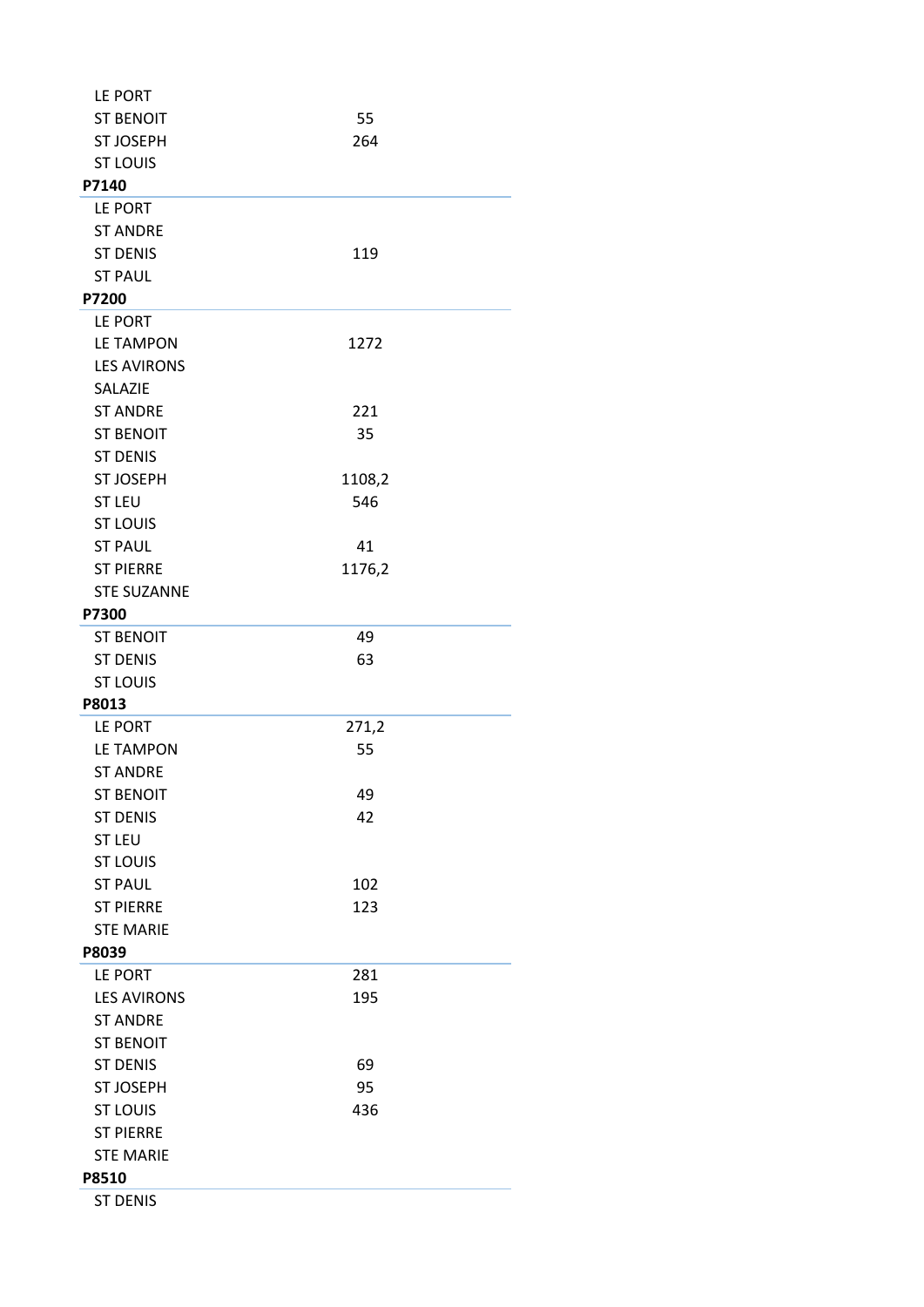| | |
|---|---|
| LE PORT | |
| ST BENOIT | 55 |
| ST JOSEPH | 264 |
| ST LOUIS | |
| **P7140** | |
| LE PORT | |
| ST ANDRE | |
| ST DENIS | 119 |
| ST PAUL | |
| **P7200** | |
| LE PORT | |
| LE TAMPON | 1272 |
| LES AVIRONS | |
| SALAZIE | |
| ST ANDRE | 221 |
| ST BENOIT | 35 |
| ST DENIS | |
| ST JOSEPH | 1108,2 |
| ST LEU | 546 |
| ST LOUIS | |
| ST PAUL | 41 |
| ST PIERRE | 1176,2 |
| STE SUZANNE | |
| **P7300** | |
| ST BENOIT | 49 |
| ST DENIS | 63 |
| ST LOUIS | |
| **P8013** | |
| LE PORT | 271,2 |
| LE TAMPON | 55 |
| ST ANDRE | |
| ST BENOIT | 49 |
| ST DENIS | 42 |
| ST LEU | |
| ST LOUIS | |
| ST PAUL | 102 |
| ST PIERRE | 123 |
| STE MARIE | |
| **P8039** | |
| LE PORT | 281 |
| LES AVIRONS | 195 |
| ST ANDRE | |
| ST BENOIT | |
| ST DENIS | 69 |
| ST JOSEPH | 95 |
| ST LOUIS | 436 |
| ST PIERRE | |
| STE MARIE | |
| **P8510** | |
| ST DENIS | |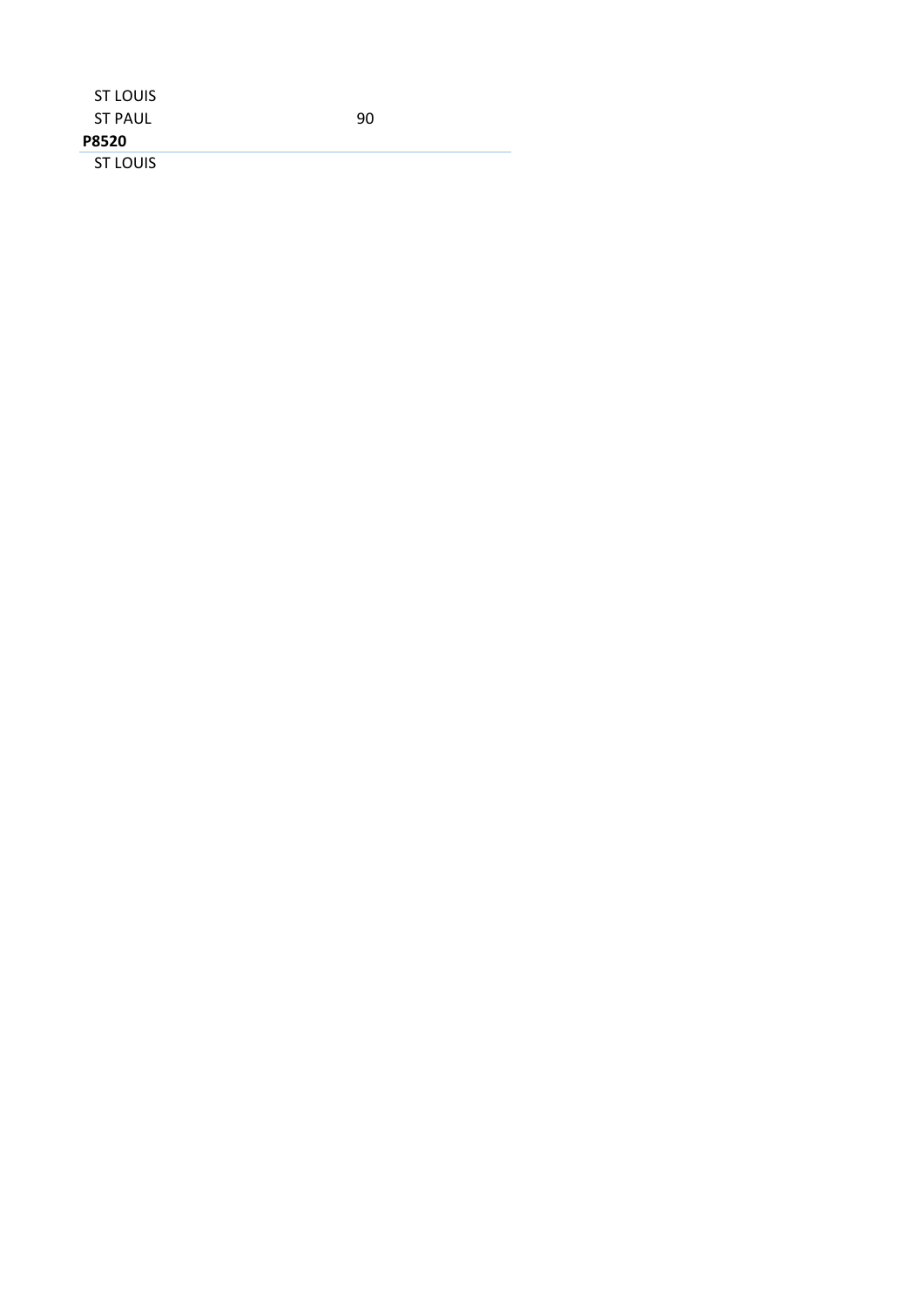| | |
|---|---|
| ST LOUIS | |
| ST PAUL | 90 |
| **P8520** | |
| ST LOUIS | |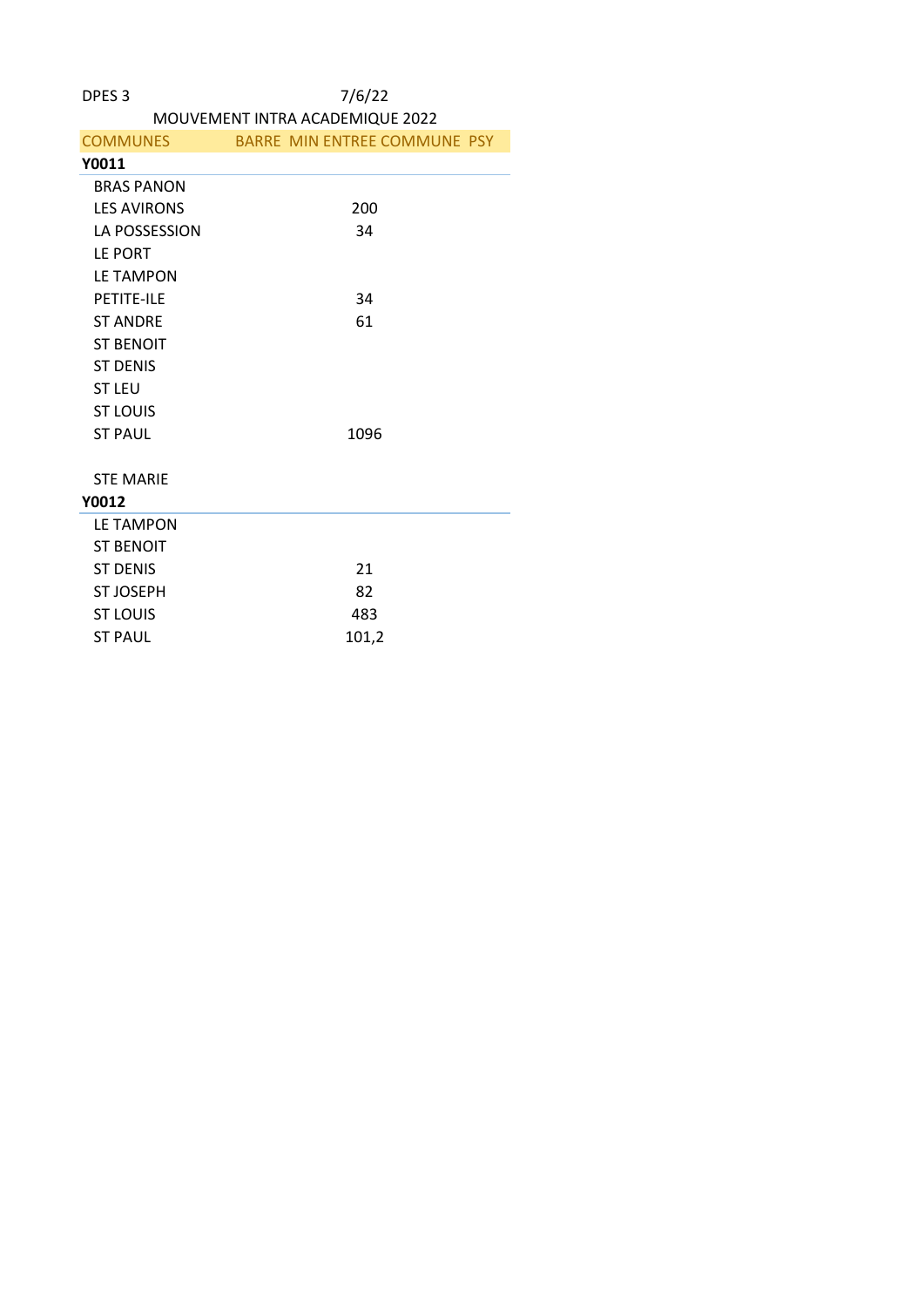DPES 3 7/6/22

MOUVEMENT INTRA ACADEMIQUE 2022

| COMMUNES | BARRE MIN ENTREE COMMUNE PSY |
|---|---|
| **Y0011** | |
| BRAS PANON | |
| LES AVIRONS | 200 |
| LA POSSESSION | 34 |
| LE PORT | |
| LE TAMPON | |
| PETITE-ILE | 34 |
| ST ANDRE | 61 |
| ST BENOIT | |
| ST DENIS | |
| ST LEU | |
| ST LOUIS | |
| ST PAUL | 1096 |
| STE MARIE | |
| **Y0012** | |
| LE TAMPON | |
| ST BENOIT | |
| ST DENIS | 21 |
| ST JOSEPH | 82 |
| ST LOUIS | 483 |
| ST PAUL | 101,2 |